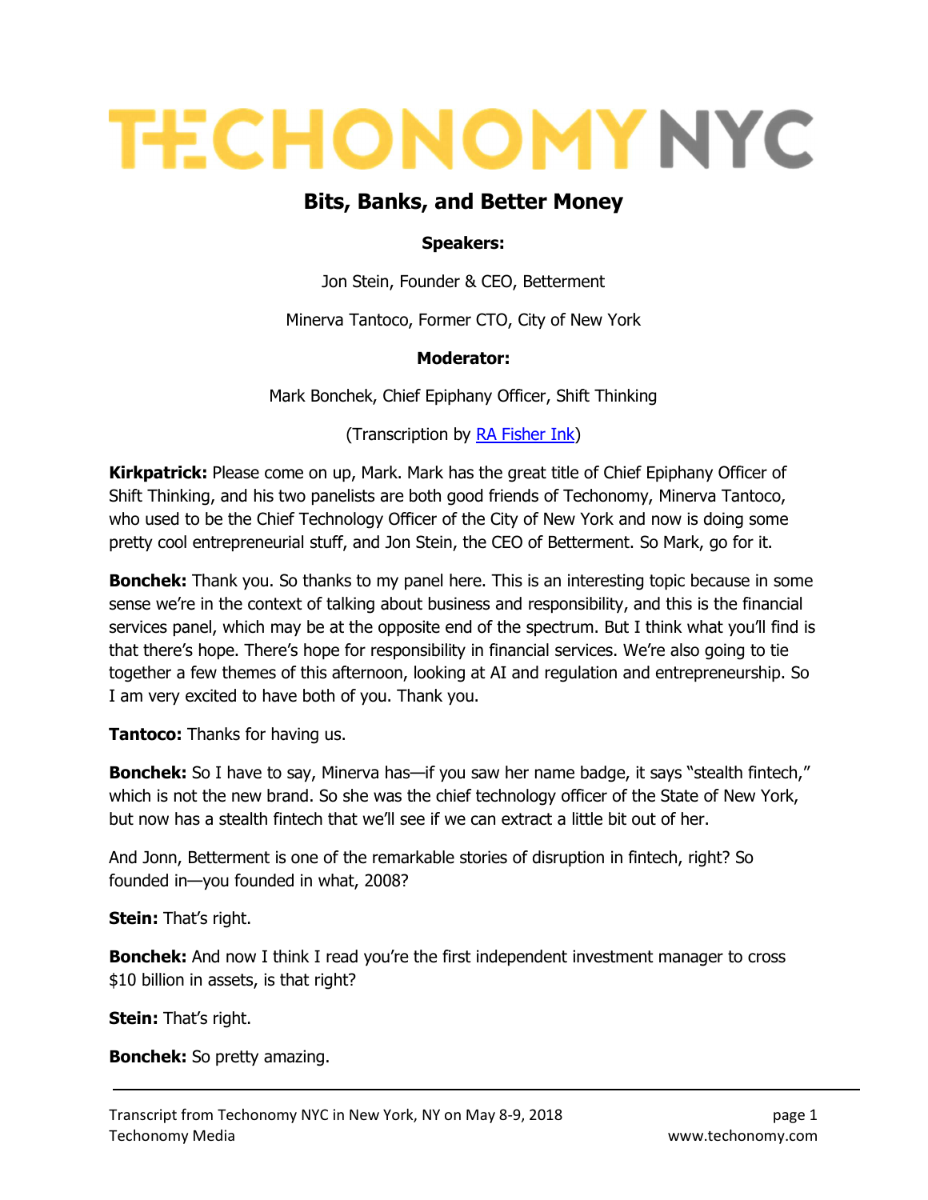# TECHONOMY NYC

## Bits, Banks, and Better Money

**Speakers:**

Jon Stein, Founder & CEO, Betterment

Minerva Tantoco, Former CTO, City of New York

**Moderator:**

Mark Bonchek, Chief Epiphany Officer, Shift Thinking

(Transcription by RA Fisher Ink)

**Kirkpatrick:** Please come on up, Mark. Mark has the great title of Chief Epiphany Officer of Shift Thinking, and his two panelists are both good friends of Techonomy, Minerva Tantoco, who used to be the Chief Technology Officer of the City of New York and now is doing some pretty cool entrepreneurial stuff, and Jon Stein, the CEO of Betterment. So Mark, go for it.

**Bonchek:** Thank you. So thanks to my panel here. This is an interesting topic because in some sense we're in the context of talking about business and responsibility, and this is the financial services panel, which may be at the opposite end of the spectrum. But I think what you'll find is that there's hope. There's hope for responsibility in financial services. We're also going to tie together a few themes of this afternoon, looking at AI and regulation and entrepreneurship. So I am very excited to have both of you. Thank you.

**Tantoco:** Thanks for having us.

**Bonchek:** So I have to say, Minerva has—if you saw her name badge, it says "stealth fintech," which is not the new brand. So she was the chief technology officer of the State of New York, but now has a stealth fintech that we'll see if we can extract a little bit out of her.

And Jonn, Betterment is one of the remarkable stories of disruption in fintech, right? So founded in—you founded in what, 2008?

**Stein:** That's right.

**Bonchek:** And now I think I read you're the first independent investment manager to cross $10 billion in assets, is that right?

**Stein:** That's right.

**Bonchek:** So pretty amazing.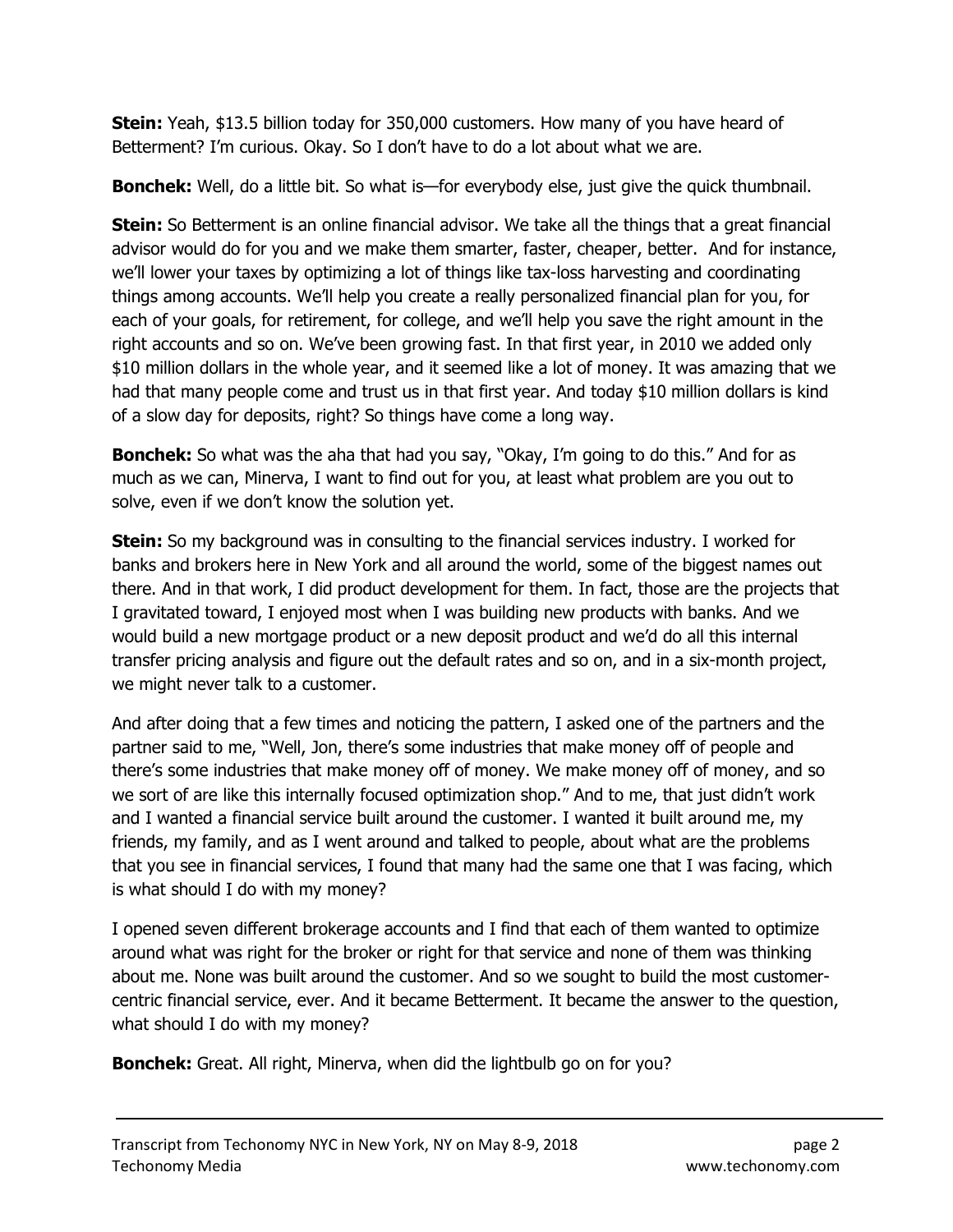**Stein:** Yeah, $13.5 billion today for 350,000 customers. How many of you have heard of Betterment? I'm curious. Okay. So I don't have to do a lot about what we are.

**Bonchek:** Well, do a little bit. So what is—for everybody else, just give the quick thumbnail.

**Stein:** So Betterment is an online financial advisor. We take all the things that a great financial advisor would do for you and we make them smarter, faster, cheaper, better. And for instance, we'll lower your taxes by optimizing a lot of things like tax-loss harvesting and coordinating things among accounts. We'll help you create a really personalized financial plan for you, for each of your goals, for retirement, for college, and we'll help you save the right amount in the right accounts and so on. We've been growing fast. In that first year, in 2010 we added only $10 million dollars in the whole year, and it seemed like a lot of money. It was amazing that we had that many people come and trust us in that first year. And today $10 million dollars is kind of a slow day for deposits, right? So things have come a long way.

**Bonchek:** So what was the aha that had you say, "Okay, I'm going to do this." And for as much as we can, Minerva, I want to find out for you, at least what problem are you out to solve, even if we don't know the solution yet.

**Stein:** So my background was in consulting to the financial services industry. I worked for banks and brokers here in New York and all around the world, some of the biggest names out there. And in that work, I did product development for them. In fact, those are the projects that I gravitated toward, I enjoyed most when I was building new products with banks. And we would build a new mortgage product or a new deposit product and we'd do all this internal transfer pricing analysis and figure out the default rates and so on, and in a six-month project, we might never talk to a customer.

And after doing that a few times and noticing the pattern, I asked one of the partners and the partner said to me, "Well, Jon, there's some industries that make money off of people and there's some industries that make money off of money. We make money off of money, and so we sort of are like this internally focused optimization shop." And to me, that just didn't work and I wanted a financial service built around the customer. I wanted it built around me, my friends, my family, and as I went around and talked to people, about what are the problems that you see in financial services, I found that many had the same one that I was facing, which is what should I do with my money?

I opened seven different brokerage accounts and I find that each of them wanted to optimize around what was right for the broker or right for that service and none of them was thinking about me. None was built around the customer. And so we sought to build the most customer-centric financial service, ever. And it became Betterment. It became the answer to the question, what should I do with my money?

**Bonchek:** Great. All right, Minerva, when did the lightbulb go on for you?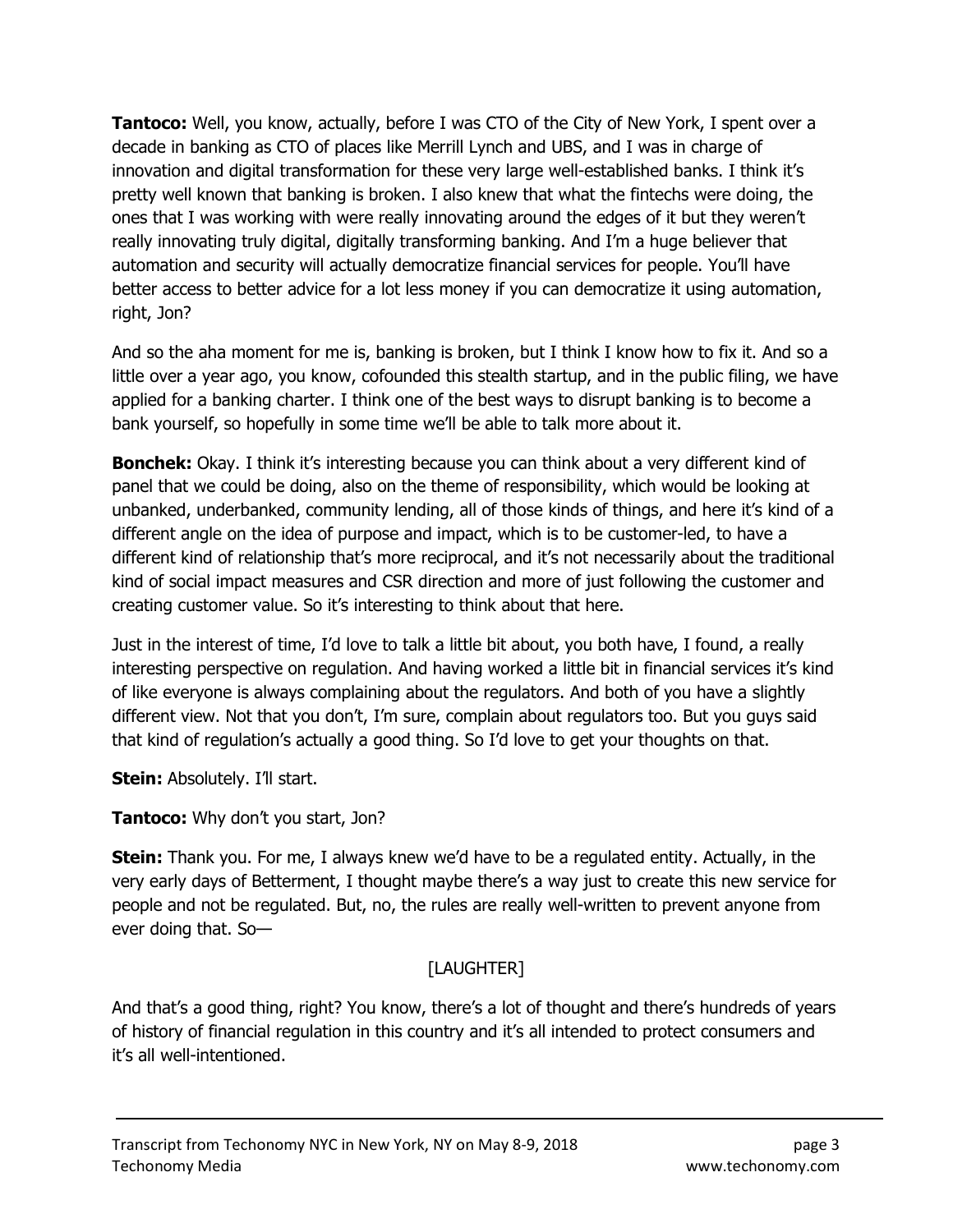**Tantoco:** Well, you know, actually, before I was CTO of the City of New York, I spent over a decade in banking as CTO of places like Merrill Lynch and UBS, and I was in charge of innovation and digital transformation for these very large well-established banks. I think it's pretty well known that banking is broken. I also knew that what the fintechs were doing, the ones that I was working with were really innovating around the edges of it but they weren't really innovating truly digital, digitally transforming banking. And I'm a huge believer that automation and security will actually democratize financial services for people. You'll have better access to better advice for a lot less money if you can democratize it using automation, right, Jon?

And so the aha moment for me is, banking is broken, but I think I know how to fix it. And so a little over a year ago, you know, cofounded this stealth startup, and in the public filing, we have applied for a banking charter. I think one of the best ways to disrupt banking is to become a bank yourself, so hopefully in some time we'll be able to talk more about it.

**Bonchek:** Okay. I think it's interesting because you can think about a very different kind of panel that we could be doing, also on the theme of responsibility, which would be looking at unbanked, underbanked, community lending, all of those kinds of things, and here it's kind of a different angle on the idea of purpose and impact, which is to be customer-led, to have a different kind of relationship that's more reciprocal, and it's not necessarily about the traditional kind of social impact measures and CSR direction and more of just following the customer and creating customer value. So it's interesting to think about that here.

Just in the interest of time, I'd love to talk a little bit about, you both have, I found, a really interesting perspective on regulation. And having worked a little bit in financial services it's kind of like everyone is always complaining about the regulators. And both of you have a slightly different view. Not that you don't, I'm sure, complain about regulators too. But you guys said that kind of regulation's actually a good thing. So I'd love to get your thoughts on that.

**Stein:** Absolutely. I'll start.

**Tantoco:** Why don't you start, Jon?

**Stein:** Thank you. For me, I always knew we'd have to be a regulated entity. Actually, in the very early days of Betterment, I thought maybe there's a way just to create this new service for people and not be regulated. But, no, the rules are really well-written to prevent anyone from ever doing that. So—

[LAUGHTER]

And that's a good thing, right? You know, there's a lot of thought and there's hundreds of years of history of financial regulation in this country and it's all intended to protect consumers and it's all well-intentioned.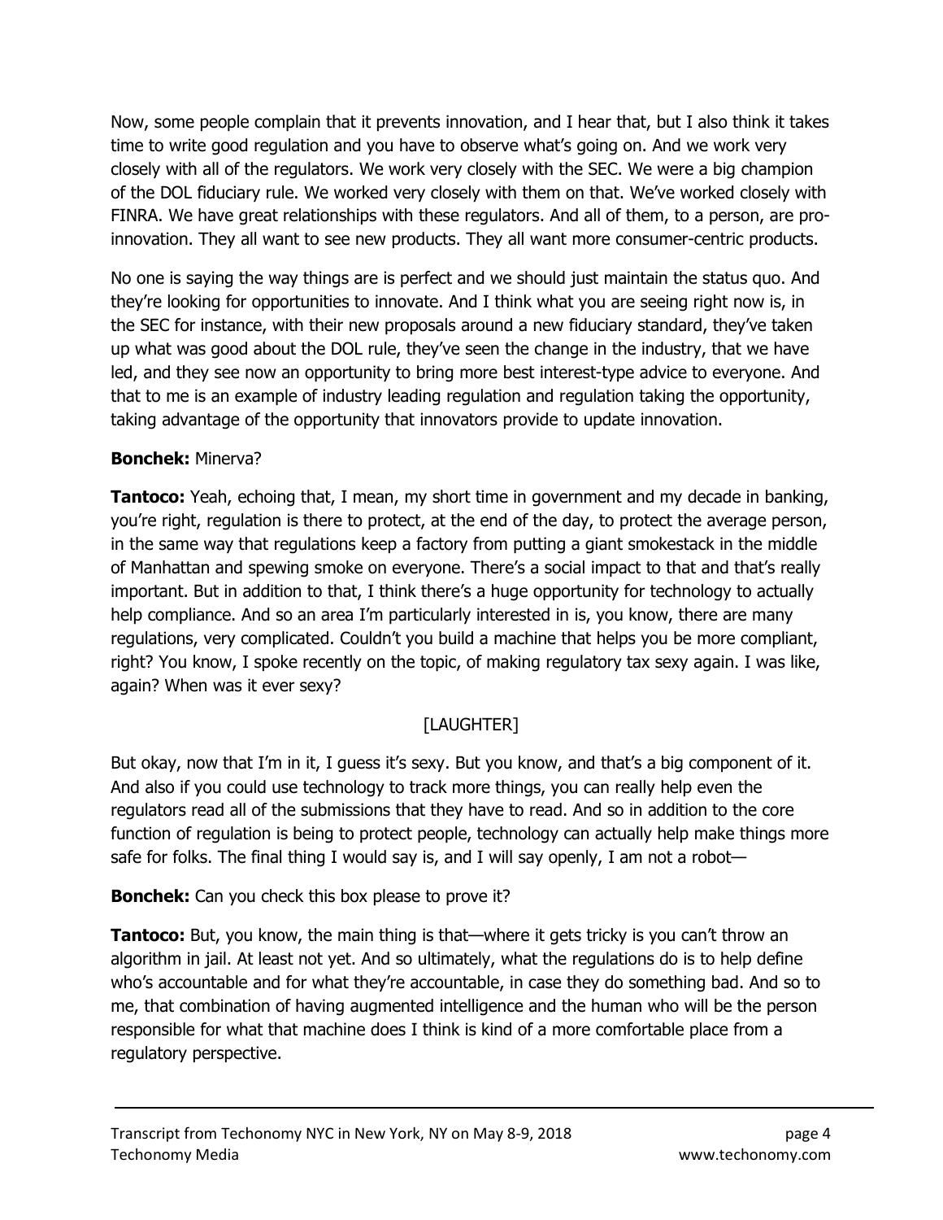Now, some people complain that it prevents innovation, and I hear that, but I also think it takes time to write good regulation and you have to observe what's going on. And we work very closely with all of the regulators. We work very closely with the SEC. We were a big champion of the DOL fiduciary rule. We worked very closely with them on that. We've worked closely with FINRA. We have great relationships with these regulators. And all of them, to a person, are pro-innovation. They all want to see new products. They all want more consumer-centric products.

No one is saying the way things are is perfect and we should just maintain the status quo. And they're looking for opportunities to innovate. And I think what you are seeing right now is, in the SEC for instance, with their new proposals around a new fiduciary standard, they've taken up what was good about the DOL rule, they've seen the change in the industry, that we have led, and they see now an opportunity to bring more best interest-type advice to everyone. And that to me is an example of industry leading regulation and regulation taking the opportunity, taking advantage of the opportunity that innovators provide to update innovation.

**Bonchek:** Minerva?

**Tantoco:** Yeah, echoing that, I mean, my short time in government and my decade in banking, you're right, regulation is there to protect, at the end of the day, to protect the average person, in the same way that regulations keep a factory from putting a giant smokestack in the middle of Manhattan and spewing smoke on everyone. There's a social impact to that and that's really important. But in addition to that, I think there's a huge opportunity for technology to actually help compliance. And so an area I'm particularly interested in is, you know, there are many regulations, very complicated. Couldn't you build a machine that helps you be more compliant, right? You know, I spoke recently on the topic, of making regulatory tax sexy again. I was like, again? When was it ever sexy?

[LAUGHTER]

But okay, now that I'm in it, I guess it's sexy. But you know, and that's a big component of it. And also if you could use technology to track more things, you can really help even the regulators read all of the submissions that they have to read. And so in addition to the core function of regulation is being to protect people, technology can actually help make things more safe for folks. The final thing I would say is, and I will say openly, I am not a robot—

**Bonchek:** Can you check this box please to prove it?

**Tantoco:** But, you know, the main thing is that—where it gets tricky is you can't throw an algorithm in jail. At least not yet. And so ultimately, what the regulations do is to help define who's accountable and for what they're accountable, in case they do something bad. And so to me, that combination of having augmented intelligence and the human who will be the person responsible for what that machine does I think is kind of a more comfortable place from a regulatory perspective.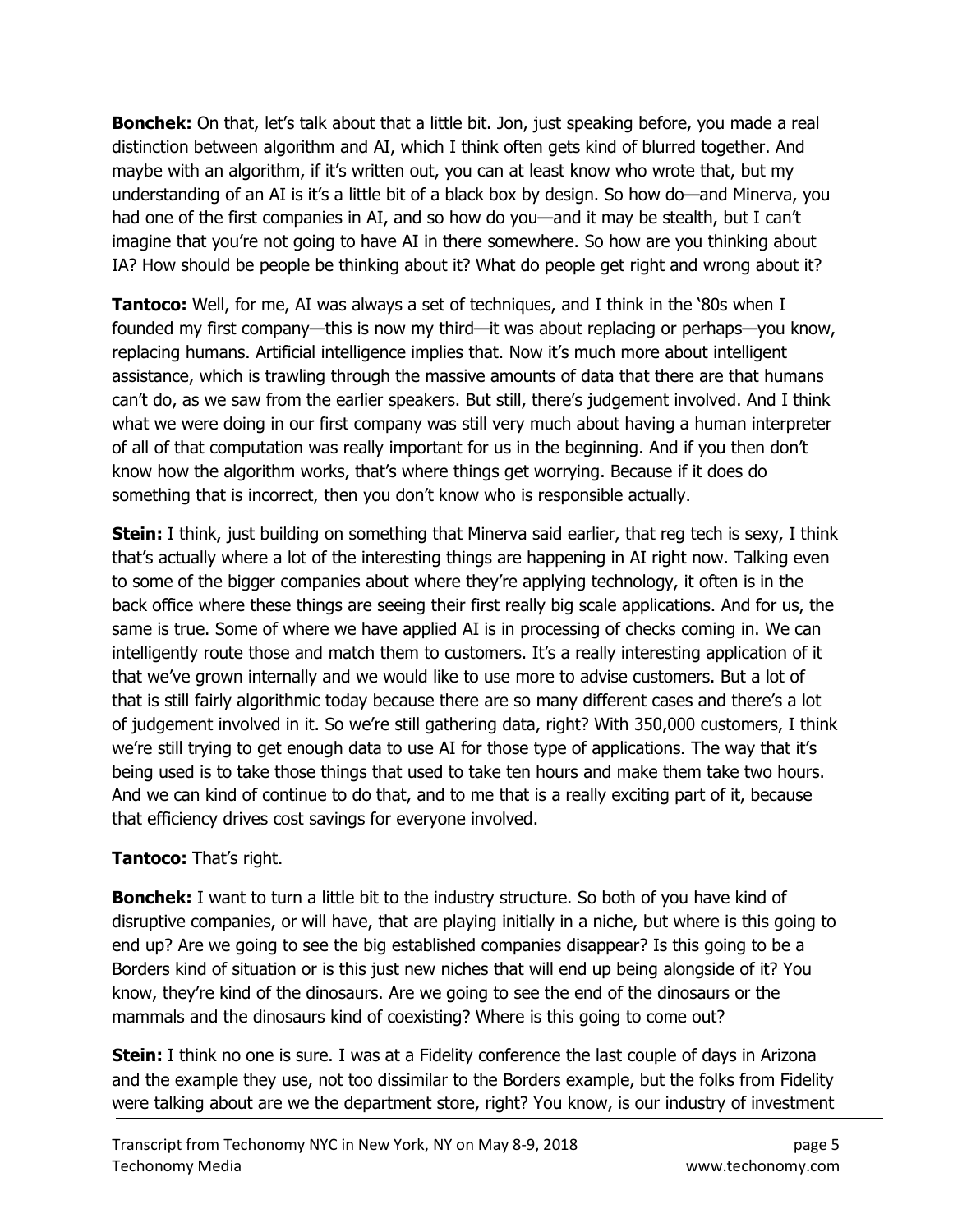**Bonchek:** On that, let's talk about that a little bit. Jon, just speaking before, you made a real distinction between algorithm and AI, which I think often gets kind of blurred together. And maybe with an algorithm, if it's written out, you can at least know who wrote that, but my understanding of an AI is it's a little bit of a black box by design. So how do—and Minerva, you had one of the first companies in AI, and so how do you—and it may be stealth, but I can't imagine that you're not going to have AI in there somewhere. So how are you thinking about IA? How should be people be thinking about it? What do people get right and wrong about it?

**Tantoco:** Well, for me, AI was always a set of techniques, and I think in the '80s when I founded my first company—this is now my third—it was about replacing or perhaps—you know, replacing humans. Artificial intelligence implies that. Now it's much more about intelligent assistance, which is trawling through the massive amounts of data that there are that humans can't do, as we saw from the earlier speakers. But still, there's judgement involved. And I think what we were doing in our first company was still very much about having a human interpreter of all of that computation was really important for us in the beginning. And if you then don't know how the algorithm works, that's where things get worrying. Because if it does do something that is incorrect, then you don't know who is responsible actually.

**Stein:** I think, just building on something that Minerva said earlier, that reg tech is sexy, I think that's actually where a lot of the interesting things are happening in AI right now. Talking even to some of the bigger companies about where they're applying technology, it often is in the back office where these things are seeing their first really big scale applications. And for us, the same is true. Some of where we have applied AI is in processing of checks coming in. We can intelligently route those and match them to customers. It's a really interesting application of it that we've grown internally and we would like to use more to advise customers. But a lot of that is still fairly algorithmic today because there are so many different cases and there's a lot of judgement involved in it. So we're still gathering data, right? With 350,000 customers, I think we're still trying to get enough data to use AI for those type of applications. The way that it's being used is to take those things that used to take ten hours and make them take two hours. And we can kind of continue to do that, and to me that is a really exciting part of it, because that efficiency drives cost savings for everyone involved.

**Tantoco:** That's right.

**Bonchek:** I want to turn a little bit to the industry structure. So both of you have kind of disruptive companies, or will have, that are playing initially in a niche, but where is this going to end up? Are we going to see the big established companies disappear? Is this going to be a Borders kind of situation or is this just new niches that will end up being alongside of it? You know, they're kind of the dinosaurs. Are we going to see the end of the dinosaurs or the mammals and the dinosaurs kind of coexisting? Where is this going to come out?

**Stein:** I think no one is sure. I was at a Fidelity conference the last couple of days in Arizona and the example they use, not too dissimilar to the Borders example, but the folks from Fidelity were talking about are we the department store, right? You know, is our industry of investment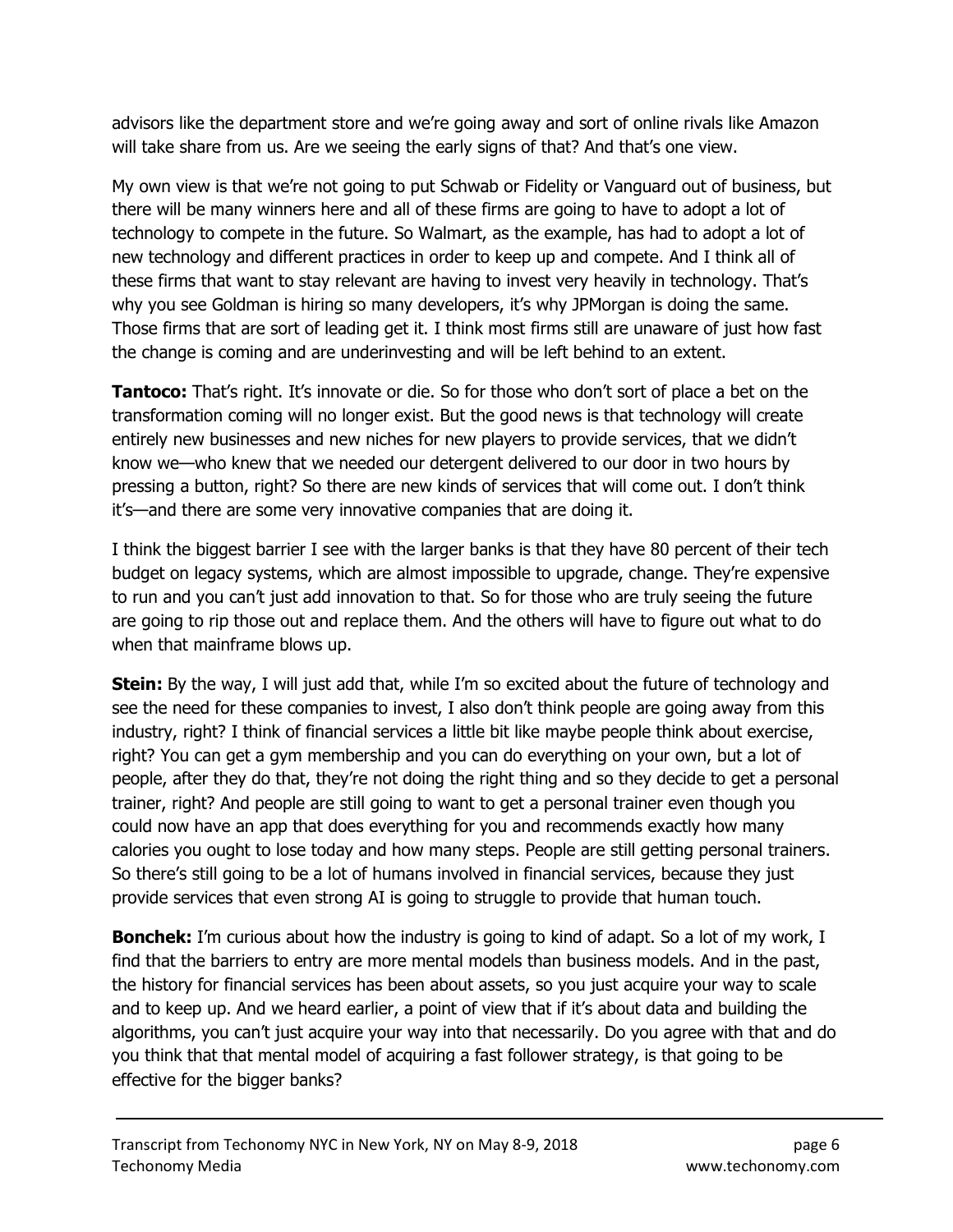advisors like the department store and we're going away and sort of online rivals like Amazon will take share from us. Are we seeing the early signs of that? And that's one view.

My own view is that we're not going to put Schwab or Fidelity or Vanguard out of business, but there will be many winners here and all of these firms are going to have to adopt a lot of technology to compete in the future. So Walmart, as the example, has had to adopt a lot of new technology and different practices in order to keep up and compete. And I think all of these firms that want to stay relevant are having to invest very heavily in technology. That's why you see Goldman is hiring so many developers, it's why JPMorgan is doing the same. Those firms that are sort of leading get it. I think most firms still are unaware of just how fast the change is coming and are underinvesting and will be left behind to an extent.

**Tantoco:** That's right. It's innovate or die. So for those who don't sort of place a bet on the transformation coming will no longer exist. But the good news is that technology will create entirely new businesses and new niches for new players to provide services, that we didn't know we—who knew that we needed our detergent delivered to our door in two hours by pressing a button, right? So there are new kinds of services that will come out. I don't think it's—and there are some very innovative companies that are doing it.

I think the biggest barrier I see with the larger banks is that they have 80 percent of their tech budget on legacy systems, which are almost impossible to upgrade, change. They're expensive to run and you can't just add innovation to that. So for those who are truly seeing the future are going to rip those out and replace them. And the others will have to figure out what to do when that mainframe blows up.

**Stein:** By the way, I will just add that, while I'm so excited about the future of technology and see the need for these companies to invest, I also don't think people are going away from this industry, right? I think of financial services a little bit like maybe people think about exercise, right? You can get a gym membership and you can do everything on your own, but a lot of people, after they do that, they're not doing the right thing and so they decide to get a personal trainer, right? And people are still going to want to get a personal trainer even though you could now have an app that does everything for you and recommends exactly how many calories you ought to lose today and how many steps. People are still getting personal trainers. So there's still going to be a lot of humans involved in financial services, because they just provide services that even strong AI is going to struggle to provide that human touch.

**Bonchek:** I'm curious about how the industry is going to kind of adapt. So a lot of my work, I find that the barriers to entry are more mental models than business models. And in the past, the history for financial services has been about assets, so you just acquire your way to scale and to keep up. And we heard earlier, a point of view that if it's about data and building the algorithms, you can't just acquire your way into that necessarily. Do you agree with that and do you think that that mental model of acquiring a fast follower strategy, is that going to be effective for the bigger banks?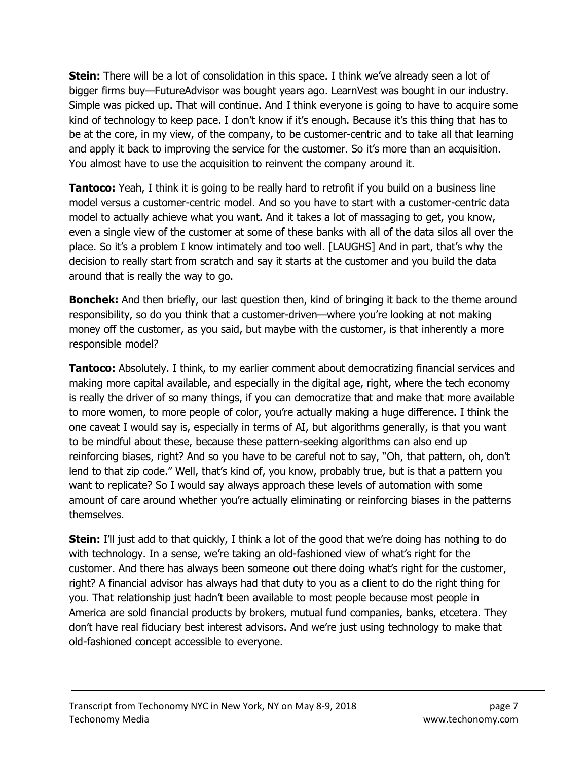**Stein:** There will be a lot of consolidation in this space. I think we've already seen a lot of bigger firms buy—FutureAdvisor was bought years ago. LearnVest was bought in our industry. Simple was picked up. That will continue. And I think everyone is going to have to acquire some kind of technology to keep pace. I don't know if it's enough. Because it's this thing that has to be at the core, in my view, of the company, to be customer-centric and to take all that learning and apply it back to improving the service for the customer. So it's more than an acquisition. You almost have to use the acquisition to reinvent the company around it.

**Tantoco:** Yeah, I think it is going to be really hard to retrofit if you build on a business line model versus a customer-centric model. And so you have to start with a customer-centric data model to actually achieve what you want. And it takes a lot of massaging to get, you know, even a single view of the customer at some of these banks with all of the data silos all over the place. So it's a problem I know intimately and too well. [LAUGHS] And in part, that's why the decision to really start from scratch and say it starts at the customer and you build the data around that is really the way to go.

**Bonchek:** And then briefly, our last question then, kind of bringing it back to the theme around responsibility, so do you think that a customer-driven—where you're looking at not making money off the customer, as you said, but maybe with the customer, is that inherently a more responsible model?

**Tantoco:** Absolutely. I think, to my earlier comment about democratizing financial services and making more capital available, and especially in the digital age, right, where the tech economy is really the driver of so many things, if you can democratize that and make that more available to more women, to more people of color, you're actually making a huge difference. I think the one caveat I would say is, especially in terms of AI, but algorithms generally, is that you want to be mindful about these, because these pattern-seeking algorithms can also end up reinforcing biases, right? And so you have to be careful not to say, "Oh, that pattern, oh, don't lend to that zip code." Well, that's kind of, you know, probably true, but is that a pattern you want to replicate? So I would say always approach these levels of automation with some amount of care around whether you're actually eliminating or reinforcing biases in the patterns themselves.

**Stein:** I'll just add to that quickly, I think a lot of the good that we're doing has nothing to do with technology. In a sense, we're taking an old-fashioned view of what's right for the customer. And there has always been someone out there doing what's right for the customer, right? A financial advisor has always had that duty to you as a client to do the right thing for you. That relationship just hadn't been available to most people because most people in America are sold financial products by brokers, mutual fund companies, banks, etcetera. They don't have real fiduciary best interest advisors. And we're just using technology to make that old-fashioned concept accessible to everyone.